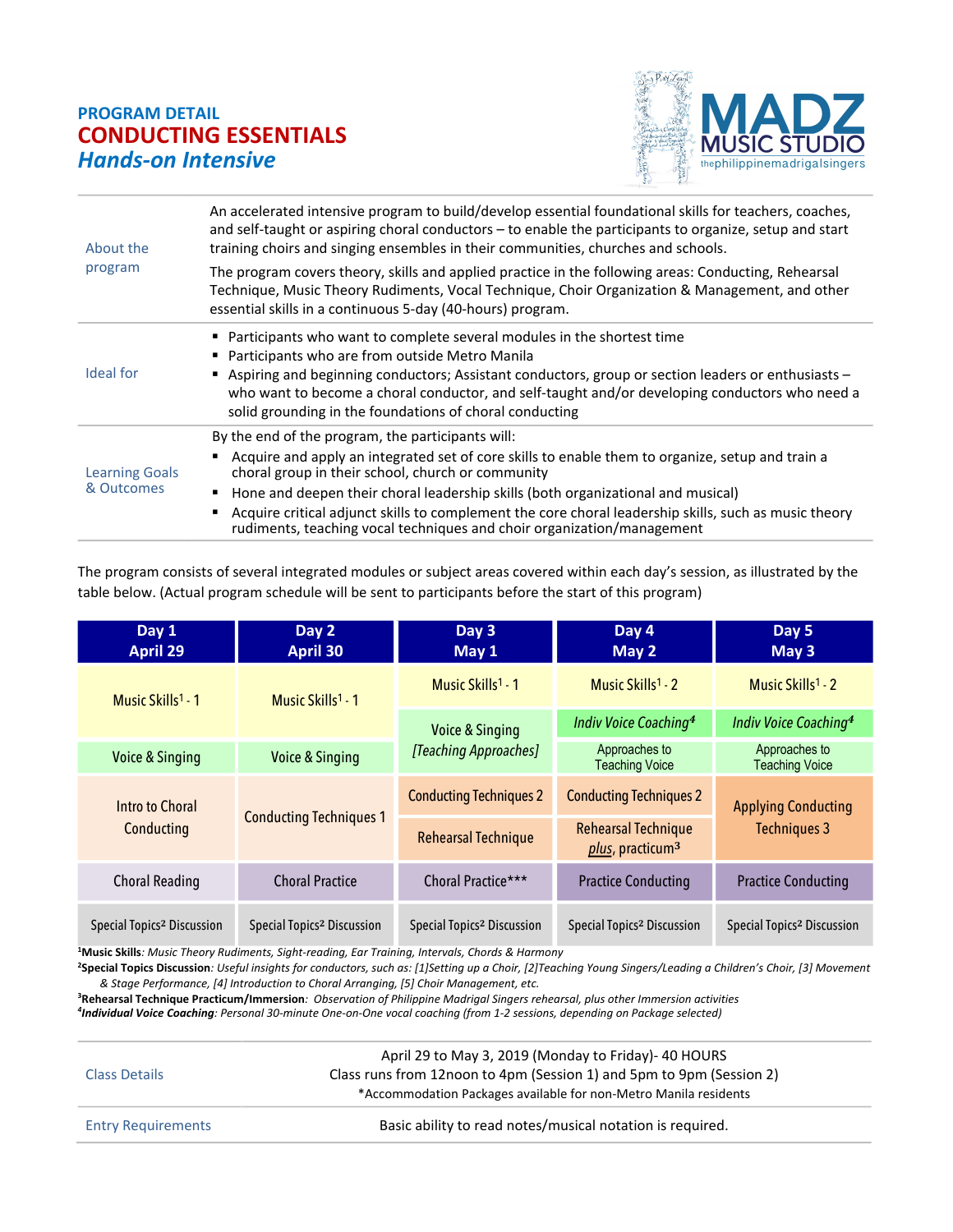**PROGRAM DETAIL**

# CONDUCTING ESSENTIALS

## *Hands-on Intensive*

MADZ MUSIC STUDIO
thephilippinemadrigalsingers

| | |
|---|---|
| About the program | An accelerated intensive program to build/develop essential foundational skills for teachers, coaches, and self-taught or aspiring choral conductors – to enable the participants to organize, setup and start training choirs and singing ensembles in their communities, churches and schools.<br><br>The program covers theory, skills and applied practice in the following areas: Conducting, Rehearsal Technique, Music Theory Rudiments, Vocal Technique, Choir Organization & Management, and other essential skills in a continuous 5-day (40-hours) program. |
| Ideal for | ▪ Participants who want to complete several modules in the shortest time<br>▪ Participants who are from outside Metro Manila<br>▪ Aspiring and beginning conductors; Assistant conductors, group or section leaders or enthusiasts – who want to become a choral conductor, and self-taught and/or developing conductors who need a solid grounding in the foundations of choral conducting |
| Learning Goals & Outcomes | By the end of the program, the participants will:<br>▪ Acquire and apply an integrated set of core skills to enable them to organize, setup and train a choral group in their school, church or community<br>▪ Hone and deepen their choral leadership skills (both organizational and musical)<br>▪ Acquire critical adjunct skills to complement the core choral leadership skills, such as music theory rudiments, teaching vocal techniques and choir organization/management |

The program consists of several integrated modules or subject areas covered within each day's session, as illustrated by the table below. (Actual program schedule will be sent to participants before the start of this program)

| Day 1<br>April 29 | Day 2<br>April 30 | Day 3<br>May 1 | Day 4<br>May 2 | Day 5<br>May 3 |
|---|---|---|---|---|
| Music Skills[1] - 1 | Music Skills[1] - 1 | Music Skills[1] - 1 | Music Skills[1] - 2 | Music Skills[1] - 2 |
| | | Voice & Singing *[Teaching Approaches]* | *Indiv Voice Coaching[4]* | *Indiv Voice Coaching[4]* |
| Voice & Singing | Voice & Singing | | Approaches to Teaching Voice | Approaches to Teaching Voice |
| Intro to Choral Conducting | Conducting Techniques 1 | Conducting Techniques 2 | Conducting Techniques 2 | Applying Conducting Techniques 3 |
| | | Rehearsal Technique | Rehearsal Technique *plus*, practicum[3] | |
| Choral Reading | Choral Practice | Choral Practice*** | Practice Conducting | Practice Conducting |
| Special Topics[2] Discussion | Special Topics[2] Discussion | Special Topics[2] Discussion | Special Topics[2] Discussion | Special Topics[2] Discussion |

[1]**Music Skills**: *Music Theory Rudiments, Sight-reading, Ear Training, Intervals, Chords & Harmony*
[2]**Special Topics Discussion**: *Useful insights for conductors, such as: [1]Setting up a Choir, [2]Teaching Young Singers/Leading a Children's Choir, [3] Movement & Stage Performance, [4] Introduction to Choral Arranging, [5] Choir Management, etc.*
[3]**Rehearsal Technique Practicum/Immersion**: *Observation of Philippine Madrigal Singers rehearsal, plus other Immersion activities*
[4]***Individual Voice Coaching***: *Personal 30-minute One-on-One vocal coaching (from 1-2 sessions, depending on Package selected)*

| | |
|---|---|
| Class Details | April 29 to May 3, 2019 (Monday to Friday)- 40 HOURS<br>Class runs from 12noon to 4pm (Session 1) and 5pm to 9pm (Session 2)<br>*Accommodation Packages available for non-Metro Manila residents |
| Entry Requirements | Basic ability to read notes/musical notation is required. |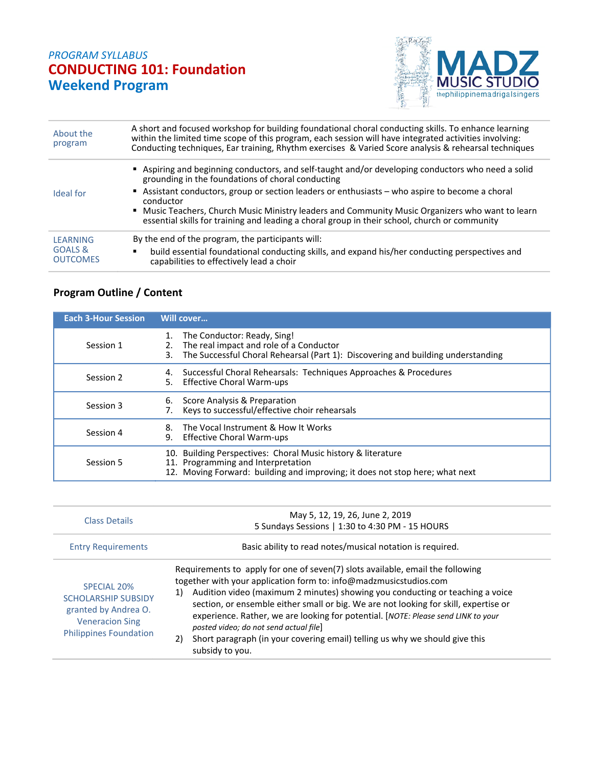*PROGRAM SYLLABUS*

# CONDUCTING 101: Foundation

## Weekend Program

MADZ MUSIC STUDIO
thephilippinemadrigalsingers

| | |
|---|---|
| About the program | A short and focused workshop for building foundational choral conducting skills. To enhance learning within the limited time scope of this program, each session will have integrated activities involving: Conducting techniques, Ear training, Rhythm exercises & Varied Score analysis & rehearsal techniques |
| Ideal for | ▪ Aspiring and beginning conductors, and self-taught and/or developing conductors who need a solid grounding in the foundations of choral conducting<br>▪ Assistant conductors, group or section leaders or enthusiasts – who aspire to become a choral conductor<br>▪ Music Teachers, Church Music Ministry leaders and Community Music Organizers who want to learn essential skills for training and leading a choral group in their school, church or community |
| LEARNING GOALS & OUTCOMES | By the end of the program, the participants will:<br>▪ build essential foundational conducting skills, and expand his/her conducting perspectives and capabilities to effectively lead a choir |

### Program Outline / Content

| Each 3-Hour Session | Will cover... |
|---|---|
| Session 1 | 1. The Conductor: Ready, Sing!<br>2. The real impact and role of a Conductor<br>3. The Successful Choral Rehearsal (Part 1): Discovering and building understanding |
| Session 2 | 4. Successful Choral Rehearsals: Techniques Approaches & Procedures<br>5. Effective Choral Warm-ups |
| Session 3 | 6. Score Analysis & Preparation<br>7. Keys to successful/effective choir rehearsals |
| Session 4 | 8. The Vocal Instrument & How It Works<br>9. Effective Choral Warm-ups |
| Session 5 | 10. Building Perspectives: Choral Music history & literature<br>11. Programming and Interpretation<br>12. Moving Forward: building and improving; it does not stop here; what next |

| | |
|---|---|
| Class Details | May 5, 12, 19, 26, June 2, 2019<br>5 Sundays Sessions \| 1:30 to 4:30 PM - 15 HOURS |
| Entry Requirements | Basic ability to read notes/musical notation is required. |
| SPECIAL 20% SCHOLARSHIP SUBSIDY granted by Andrea O. Veneracion Sing Philippines Foundation | Requirements to apply for one of seven(7) slots available, email the following together with your application form to: info@madzmusicstudios.com<br>1) Audition video (maximum 2 minutes) showing you conducting or teaching a voice section, or ensemble either small or big. We are not looking for skill, expertise or experience. Rather, we are looking for potential. [*NOTE: Please send LINK to your posted video; do not send actual file*]<br>2) Short paragraph (in your covering email) telling us why we should give this subsidy to you. |